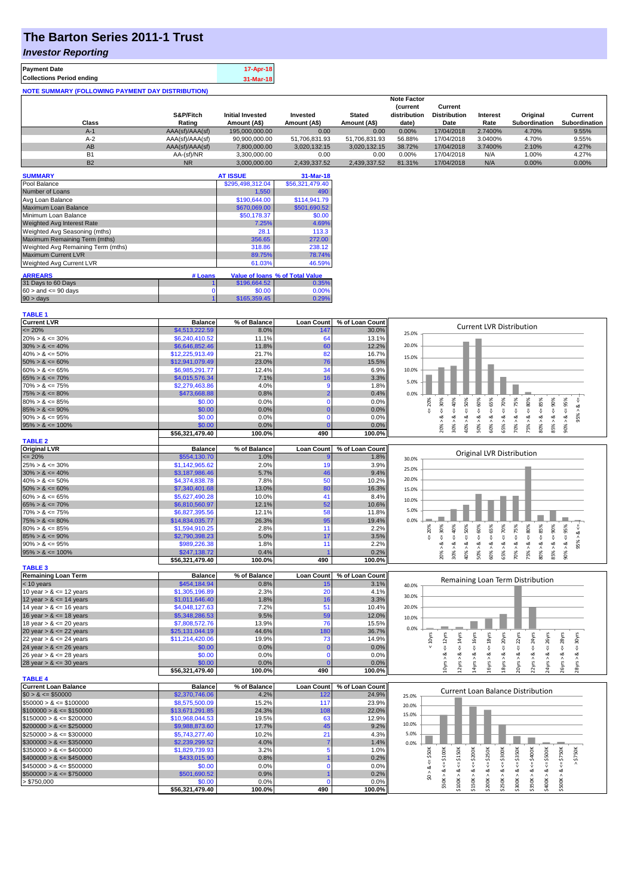# The Barton Series 2011-1 Trust

## *Investor Reporting*

| | |
|---|---|
| **Payment Date** | 17-Apr-18 |
| **Collections Period ending** | 31-Mar-18 |

**NOTE SUMMARY (FOLLOWING PAYMENT DAY DISTRIBUTION)**

| Class | S&P/Fitch Rating | Initial Invested Amount (A$) | Invested Amount (A$) | Stated Amount (A$) | Note Factor (current distribution date) | Current Distribution Date | Interest Rate | Original Subordination | Current Subordination |
|---|---|---|---|---|---|---|---|---|---|
| A-1 | AAA(sf)/AAA(sf) | 195,000,000.00 | 0.00 | 0.00 | 0.00% | 17/04/2018 | 2.7400% | 4.70% | 9.55% |
| A-2 | AAA(sf)/AAA(sf) | 90,900,000.00 | 51,706,831.93 | 51,706,831.93 | 56.88% | 17/04/2018 | 3.0400% | 4.70% | 9.55% |
| AB | AAA(sf)/AAA(sf) | 7,800,000.00 | 3,020,132.15 | 3,020,132.15 | 38.72% | 17/04/2018 | 3.7400% | 2.10% | 4.27% |
| B1 | AA-(sf)/NR | 3,300,000.00 | 0.00 | 0.00 | 0.00% | 17/04/2018 | N/A | 1.00% | 4.27% |
| B2 | NR | 3,000,000.00 | 2,439,337.52 | 2,439,337.52 | 81.31% | 17/04/2018 | N/A | 0.00% | 0.00% |

| SUMMARY | AT ISSUE | 31-Mar-18 |
|---|---|---|
| Pool Balance | $295,498,312.04 | $56,321,479.40 |
| Number of Loans | 1,550 | 490 |
| Avg Loan Balance | $190,644.00 | $114,941.79 |
| Maximum Loan Balance | $670,069.00 | $501,690.52 |
| Minimum Loan Balance | $50,178.37 | $0.00 |
| Weighted Avg Interest Rate | 7.25% | 4.69% |
| Weighted Avg Seasoning (mths) | 28.1 | 113.3 |
| Maximum Remaining Term (mths) | 356.65 | 272.00 |
| Weighted Avg Remaining Term (mths) | 318.86 | 238.12 |
| Maximum Current LVR | 89.75% | 78.74% |
| Weighted Avg Current LVR | 61.03% | 46.59% |

| ARREARS | # Loans | Value of loans | % of Total Value |
|---|---|---|---|
| 31 Days to 60 Days | 1 | $196,664.52 | 0.35% |
| 60 > and <= 90 days | 0 | $0.00 | 0.00% |
| 90 > days | 1 | $165,359.45 | 0.29% |

**TABLE 1**

| Current LVR | Balance | % of Balance | Loan Count | % of Loan Count |
|---|---|---|---|---|
| <= 20% | $4,513,222.59 | 8.0% | 147 | 30.0% |
| 20% > & <= 30% | $6,240,410.52 | 11.1% | 64 | 13.1% |
| 30% > & <= 40% | $6,646,852.46 | 11.8% | 60 | 12.2% |
| 40% > & <= 50% | $12,225,913.49 | 21.7% | 82 | 16.7% |
| 50% > & <= 60% | $12,941,079.49 | 23.0% | 76 | 15.5% |
| 60% > & <= 65% | $6,985,291.77 | 12.4% | 34 | 6.9% |
| 65% > & <= 70% | $4,015,576.34 | 7.1% | 16 | 3.3% |
| 70% > & <= 75% | $2,279,463.86 | 4.0% | 9 | 1.8% |
| 75% > & <= 80% | $473,668.88 | 0.8% | 2 | 0.4% |
| 80% > & <= 85% | $0.00 | 0.0% | 0 | 0.0% |
| 85% > & <= 90% | $0.00 | 0.0% | 0 | 0.0% |
| 90% > & <= 95% | $0.00 | 0.0% | 0 | 0.0% |
| 95% > & <= 100% | $0.00 | 0.0% | 0 | 0.0% |
| | $56,321,479.40 | 100.0% | 490 | 100.0% |

**TABLE 2**

| Original LVR | Balance | % of Balance | Loan Count | % of Loan Count |
|---|---|---|---|---|
| <= 20% | $554,130.70 | 1.0% | 9 | 1.8% |
| 25% > & <= 30% | $1,142,965.62 | 2.0% | 19 | 3.9% |
| 30% > & <= 40% | $3,187,986.46 | 5.7% | 46 | 9.4% |
| 40% > & <= 50% | $4,374,838.78 | 7.8% | 50 | 10.2% |
| 50% > & <= 60% | $7,340,401.68 | 13.0% | 80 | 16.3% |
| 60% > & <= 65% | $5,627,490.28 | 10.0% | 41 | 8.4% |
| 65% > & <= 70% | $6,810,560.97 | 12.1% | 52 | 10.6% |
| 70% > & <= 75% | $6,827,395.56 | 12.1% | 58 | 11.8% |
| 75% > & <= 80% | $14,834,035.77 | 26.3% | 95 | 19.4% |
| 80% > & <= 85% | $1,594,910.25 | 2.8% | 11 | 2.2% |
| 85% > & <= 90% | $2,790,398.23 | 5.0% | 17 | 3.5% |
| 90% > & <= 95% | $989,226.38 | 1.8% | 11 | 2.2% |
| 95% > & <= 100% | $247,138.72 | 0.4% | 1 | 0.2% |
| | $56,321,479.40 | 100.0% | 490 | 100.0% |

**TABLE 3**

| Remaining Loan Term | Balance | % of Balance | Loan Count | % of Loan Count |
|---|---|---|---|---|
| < 10 years | $454,184.94 | 0.8% | 15 | 3.1% |
| 10 year > & <= 12 years | $1,305,196.89 | 2.3% | 20 | 4.1% |
| 12 year > & <= 14 years | $1,011,646.40 | 1.8% | 16 | 3.3% |
| 14 year > & <= 16 years | $4,048,127.63 | 7.2% | 51 | 10.4% |
| 16 year > & <= 18 years | $5,348,286.53 | 9.5% | 59 | 12.0% |
| 18 year > & <= 20 years | $7,808,572.76 | 13.9% | 76 | 15.5% |
| 20 year > & <= 22 years | $25,131,044.19 | 44.6% | 180 | 36.7% |
| 22 year > & <= 24 years | $11,214,420.06 | 19.9% | 73 | 14.9% |
| 24 year > & <= 26 years | $0.00 | 0.0% | 0 | 0.0% |
| 26 year > & <= 28 years | $0.00 | 0.0% | 0 | 0.0% |
| 28 year > & <= 30 years | $0.00 | 0.0% | 0 | 0.0% |
| | $56,321,479.40 | 100.0% | 490 | 100.0% |

**TABLE 4**

| Current Loan Balance | Balance | % of Balance | Loan Count | % of Loan Count |
|---|---|---|---|---|
| $0 > & <= $50000 | $2,370,746.06 | 4.2% | 122 | 24.9% |
| $50000 > & <= $100000 | $8,575,500.09 | 15.2% | 117 | 23.9% |
| $100000 > & <= $150000 | $13,671,291.85 | 24.3% | 108 | 22.0% |
| $150000 > & <= $200000 | $10,968,044.53 | 19.5% | 63 | 12.9% |
| $200000 > & <= $250000 | $9,988,873.60 | 17.7% | 45 | 9.2% |
| $250000 > & <= $300000 | $5,743,277.40 | 10.2% | 21 | 4.3% |
| $300000 > & <= $350000 | $2,239,299.52 | 4.0% | 7 | 1.4% |
| $350000 > & <= $400000 | $1,829,739.93 | 3.2% | 5 | 1.0% |
| $400000 > & <= $450000 | $433,015.90 | 0.8% | 1 | 0.2% |
| $450000 > & <= $500000 | $0.00 | 0.0% | 0 | 0.0% |
| $500000 > & <= $750000 | $501,690.52 | 0.9% | 1 | 0.2% |
| > $750,000 | $0.00 | 0.0% | 0 | 0.0% |
| | $56,321,479.40 | 100.0% | 490 | 100.0% |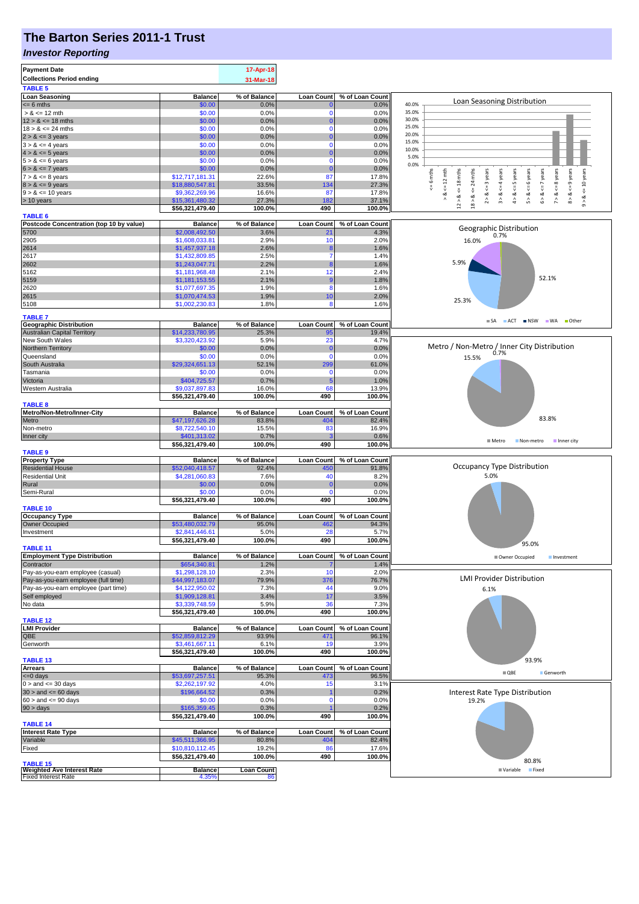# The Barton Series 2011-1 Trust

## *Investor Reporting*

| Payment Date | 17-Apr-18 |
|---|---|
| Collections Period ending | 31-Mar-18 |

**TABLE 5**

| Loan Seasoning | Balance | % of Balance | Loan Count | % of Loan Count |
|---|---|---|---|---|
| <= 6 mths | $0.00 | 0.0% | 0 | 0.0% |
| > & <= 12 mth | $0.00 | 0.0% | 0 | 0.0% |
| 12 > & <= 18 mths | $0.00 | 0.0% | 0 | 0.0% |
| 18 > & <= 24 mths | $0.00 | 0.0% | 0 | 0.0% |
| 2 > & <= 3 years | $0.00 | 0.0% | 0 | 0.0% |
| 3 > & <= 4 years | $0.00 | 0.0% | 0 | 0.0% |
| 4 > & <= 5 years | $0.00 | 0.0% | 0 | 0.0% |
| 5 > & <= 6 years | $0.00 | 0.0% | 0 | 0.0% |
| 6 > & <= 7 years | $0.00 | 0.0% | 0 | 0.0% |
| 7 > & <= 8 years | $12,717,181.31 | 22.6% | 87 | 17.8% |
| 8 > & <= 9 years | $18,880,547.81 | 33.5% | 134 | 27.3% |
| 9 > & <= 10 years | $9,362,269.96 | 16.6% | 87 | 17.8% |
| > 10 years | $15,361,480.32 | 27.3% | 182 | 37.1% |
| | $56,321,479.40 | 100.0% | 490 | 100.0% |

**TABLE 6**

| Postcode Concentration (top 10 by value) | Balance | % of Balance | Loan Count | % of Loan Count |
|---|---|---|---|---|
| 5700 | $2,008,492.50 | 3.6% | 21 | 4.3% |
| 2905 | $1,608,033.81 | 2.9% | 10 | 2.0% |
| 2614 | $1,457,937.18 | 2.6% | 8 | 1.6% |
| 2617 | $1,432,809.85 | 2.5% | 7 | 1.4% |
| 2602 | $1,243,047.71 | 2.2% | 8 | 1.6% |
| 5162 | $1,181,968.48 | 2.1% | 12 | 2.4% |
| 5159 | $1,181,153.55 | 2.1% | 9 | 1.8% |
| 2620 | $1,077,697.35 | 1.9% | 8 | 1.6% |
| 2615 | $1,070,474.53 | 1.9% | 10 | 2.0% |
| 5108 | $1,002,230.83 | 1.8% | 8 | 1.6% |

**TABLE 7**

| Geographic Distribution | Balance | % of Balance | Loan Count | % of Loan Count |
|---|---|---|---|---|
| Australian Capital Territory | $14,233,780.95 | 25.3% | 95 | 19.4% |
| New South Wales | $3,320,423.92 | 5.9% | 23 | 4.7% |
| Northern Territory | $0.00 | 0.0% | 0 | 0.0% |
| Queensland | $0.00 | 0.0% | 0 | 0.0% |
| South Australia | $29,324,651.13 | 52.1% | 299 | 61.0% |
| Tasmania | $0.00 | 0.0% | 0 | 0.0% |
| Victoria | $404,725.57 | 0.7% | 5 | 1.0% |
| Western Australia | $9,037,897.83 | 16.0% | 68 | 13.9% |
| | $56,321,479.40 | 100.0% | 490 | 100.0% |

**TABLE 8**

| Metro/Non-Metro/Inner-City | Balance | % of Balance | Loan Count | % of Loan Count |
|---|---|---|---|---|
| Metro | $47,197,626.28 | 83.8% | 404 | 82.4% |
| Non-metro | $8,722,540.10 | 15.5% | 83 | 16.9% |
| Inner city | $401,313.02 | 0.7% | 3 | 0.6% |
| | $56,321,479.40 | 100.0% | 490 | 100.0% |

**TABLE 9**

| Property Type | Balance | % of Balance | Loan Count | % of Loan Count |
|---|---|---|---|---|
| Residential House | $52,040,418.57 | 92.4% | 450 | 91.8% |
| Residential Unit | $4,281,060.83 | 7.6% | 40 | 8.2% |
| Rural | $0.00 | 0.0% | 0 | 0.0% |
| Semi-Rural | $0.00 | 0.0% | 0 | 0.0% |
| | $56,321,479.40 | 100.0% | 490 | 100.0% |

**TABLE 10**

| Occupancy Type | Balance | % of Balance | Loan Count | % of Loan Count |
|---|---|---|---|---|
| Owner Occupied | $53,480,032.79 | 95.0% | 462 | 94.3% |
| Investment | $2,841,446.61 | 5.0% | 28 | 5.7% |
| | $56,321,479.40 | 100.0% | 490 | 100.0% |

**TABLE 11**

| Employment Type Distribution | Balance | % of Balance | Loan Count | % of Loan Count |
|---|---|---|---|---|
| Contractor | $654,340.81 | 1.2% | 7 | 1.4% |
| Pay-as-you-earn employee (casual) | $1,298,128.10 | 2.3% | 10 | 2.0% |
| Pay-as-you-earn employee (full time) | $44,997,183.07 | 79.9% | 376 | 76.7% |
| Pay-as-you-earn employee (part time) | $4,122,950.02 | 7.3% | 44 | 9.0% |
| Self employed | $1,909,128.81 | 3.4% | 17 | 3.5% |
| No data | $3,339,748.59 | 5.9% | 36 | 7.3% |
| | $56,321,479.40 | 100.0% | 490 | 100.0% |

**TABLE 12**

| LMI Provider | Balance | % of Balance | Loan Count | % of Loan Count |
|---|---|---|---|---|
| QBE | $52,859,812.29 | 93.9% | 471 | 96.1% |
| Genworth | $3,461,667.11 | 6.1% | 19 | 3.9% |
| | $56,321,479.40 | 100.0% | 490 | 100.0% |

**TABLE 13**

| Arrears | Balance | % of Balance | Loan Count | % of Loan Count |
|---|---|---|---|---|
| <=0 days | $53,697,257.51 | 95.3% | 473 | 96.5% |
| 0 > and <= 30 days | $2,262,197.92 | 4.0% | 15 | 3.1% |
| 30 > and <= 60 days | $196,664.52 | 0.3% | 1 | 0.2% |
| 60 > and <= 90 days | $0.00 | 0.0% | 0 | 0.0% |
| 90 > days | $165,359.45 | 0.3% | 1 | 0.2% |
| | $56,321,479.40 | 100.0% | 490 | 100.0% |

**TABLE 14**

| Interest Rate Type | Balance | % of Balance | Loan Count | % of Loan Count |
|---|---|---|---|---|
| Variable | $45,511,366.95 | 80.8% | 404 | 82.4% |
| Fixed | $10,810,112.45 | 19.2% | 86 | 17.6% |
| | $56,321,479.40 | 100.0% | 490 | 100.0% |

**TABLE 15**

| Weighted Ave Interest Rate | Balance | Loan Count |
|---|---|---|
| Fixed Interest Rate | 4.35% | 86 |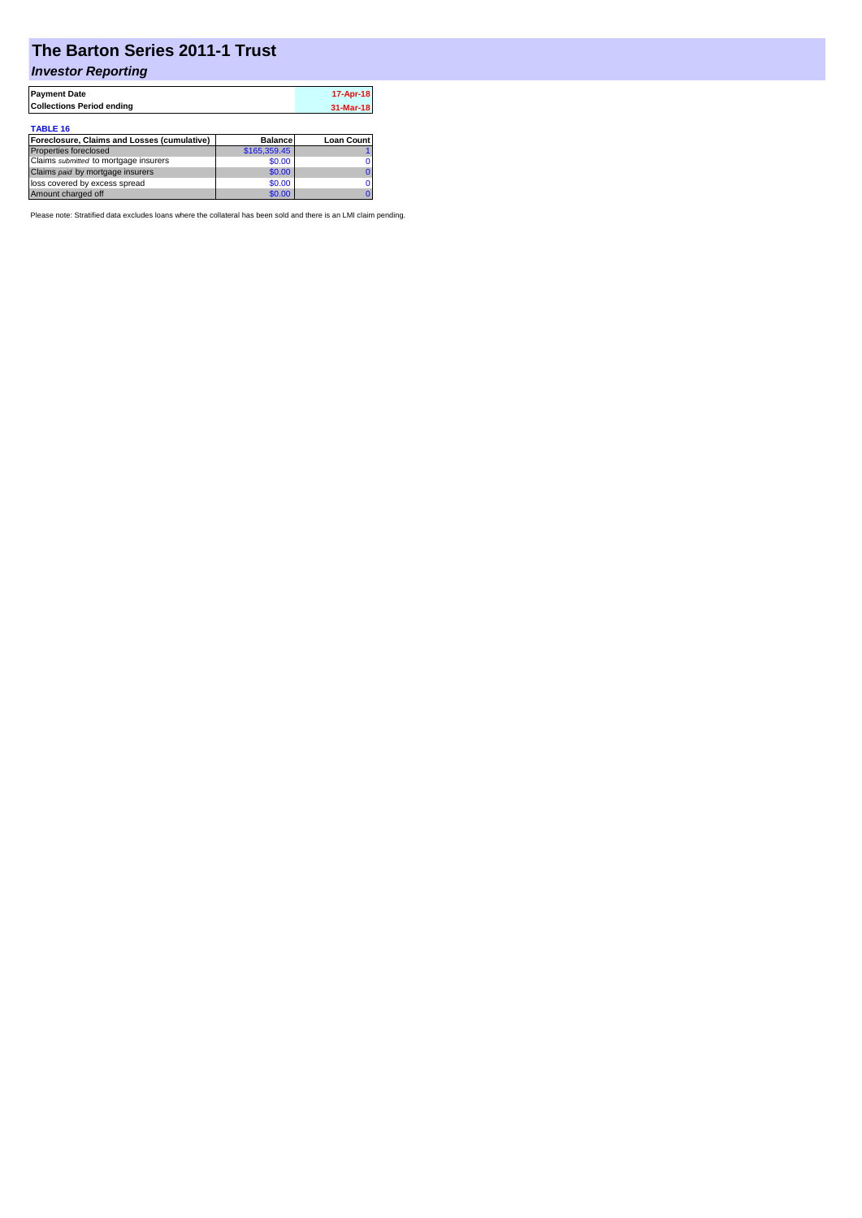# The Barton Series 2011-1 Trust

## *Investor Reporting*

| | |
|---|---|
| **Payment Date** | **17-Apr-18** |
| **Collections Period ending** | **31-Mar-18** |

**TABLE 16**

| Foreclosure, Claims and Losses (cumulative) | Balance | Loan Count |
|---|---|---|
| Properties foreclosed | $165,359.45 | 1 |
| Claims *submitted* to mortgage insurers | $0.00 | 0 |
| Claims *paid* by mortgage insurers | $0.00 | 0 |
| loss covered by excess spread | $0.00 | 0 |
| Amount charged off | $0.00 | 0 |

Please note: Stratified data excludes loans where the collateral has been sold and there is an LMI claim pending.